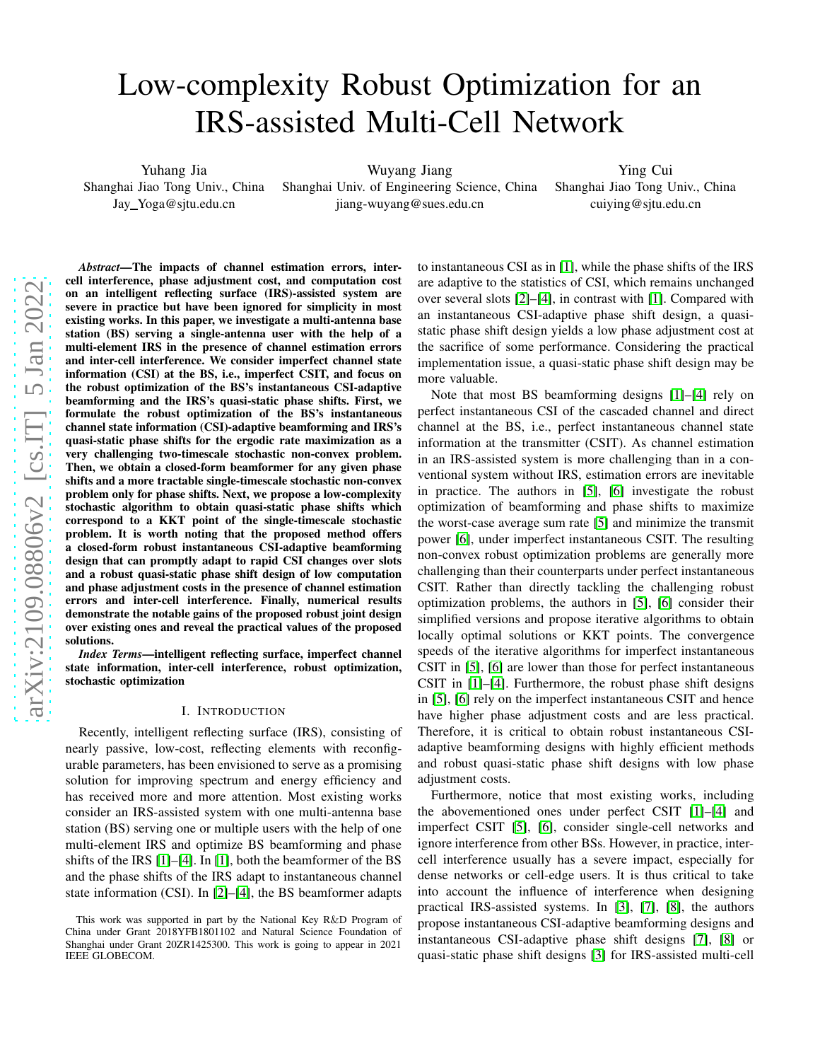# Low-complexity Robust Optimization for an IRS-assisted Multi-Cell Network

Yuhang Jia
Shanghai Jiao Tong Univ., China
Jay_Yoga@sjtu.edu.cn

Wuyang Jiang
Shanghai Univ. of Engineering Science, China
jiang-wuyang@sues.edu.cn

Ying Cui
Shanghai Jiao Tong Univ., China
cuiying@sjtu.edu.cn

***Abstract*—The impacts of channel estimation errors, inter-cell interference, phase adjustment cost, and computation cost on an intelligent reflecting surface (IRS)-assisted system are severe in practice but have been ignored for simplicity in most existing works. In this paper, we investigate a multi-antenna base station (BS) serving a single-antenna user with the help of a multi-element IRS in the presence of channel estimation errors and inter-cell interference. We consider imperfect channel state information (CSI) at the BS, i.e., imperfect CSIT, and focus on the robust optimization of the BS's instantaneous CSI-adaptive beamforming and the IRS's quasi-static phase shifts. First, we formulate the robust optimization of the BS's instantaneous channel state information (CSI)-adaptive beamforming and IRS's quasi-static phase shifts for the ergodic rate maximization as a very challenging two-timescale stochastic non-convex problem. Then, we obtain a closed-form beamformer for any given phase shifts and a more tractable single-timescale stochastic non-convex problem only for phase shifts. Next, we propose a low-complexity stochastic algorithm to obtain quasi-static phase shifts which correspond to a KKT point of the single-timescale stochastic problem. It is worth noting that the proposed method offers a closed-form robust instantaneous CSI-adaptive beamforming design that can promptly adapt to rapid CSI changes over slots and a robust quasi-static phase shift design of low computation and phase adjustment costs in the presence of channel estimation errors and inter-cell interference. Finally, numerical results demonstrate the notable gains of the proposed robust joint design over existing ones and reveal the practical values of the proposed solutions.**

***Index Terms*—intelligent reflecting surface, imperfect channel state information, inter-cell interference, robust optimization, stochastic optimization**

## I. Introduction

Recently, intelligent reflecting surface (IRS), consisting of nearly passive, low-cost, reflecting elements with reconfigurable parameters, has been envisioned to serve as a promising solution for improving spectrum and energy efficiency and has received more and more attention. Most existing works consider an IRS-assisted system with one multi-antenna base station (BS) serving one or multiple users with the help of one multi-element IRS and optimize BS beamforming and phase shifts of the IRS [1]–[4]. In [1], both the beamformer of the BS and the phase shifts of the IRS adapt to instantaneous channel state information (CSI). In [2]–[4], the BS beamformer adapts to instantaneous CSI as in [1], while the phase shifts of the IRS are adaptive to the statistics of CSI, which remains unchanged over several slots [2]–[4], in contrast with [1]. Compared with an instantaneous CSI-adaptive phase shift design, a quasi-static phase shift design yields a low phase adjustment cost at the sacrifice of some performance. Considering the practical implementation issue, a quasi-static phase shift design may be more valuable.

Note that most BS beamforming designs [1]–[4] rely on perfect instantaneous CSI of the cascaded channel and direct channel at the BS, i.e., perfect instantaneous channel state information at the transmitter (CSIT). As channel estimation in an IRS-assisted system is more challenging than in a conventional system without IRS, estimation errors are inevitable in practice. The authors in [5], [6] investigate the robust optimization of beamforming and phase shifts to maximize the worst-case average sum rate [5] and minimize the transmit power [6], under imperfect instantaneous CSIT. The resulting non-convex robust optimization problems are generally more challenging than their counterparts under perfect instantaneous CSIT. Rather than directly tackling the challenging robust optimization problems, the authors in [5], [6] consider their simplified versions and propose iterative algorithms to obtain locally optimal solutions or KKT points. The convergence speeds of the iterative algorithms for imperfect instantaneous CSIT in [5], [6] are lower than those for perfect instantaneous CSIT in [1]–[4]. Furthermore, the robust phase shift designs in [5], [6] rely on the imperfect instantaneous CSIT and hence have higher phase adjustment costs and are less practical. Therefore, it is critical to obtain robust instantaneous CSI-adaptive beamforming designs with highly efficient methods and robust quasi-static phase shift designs with low phase adjustment costs.

Furthermore, notice that most existing works, including the abovementioned ones under perfect CSIT [1]–[4] and imperfect CSIT [5], [6], consider single-cell networks and ignore interference from other BSs. However, in practice, inter-cell interference usually has a severe impact, especially for dense networks or cell-edge users. It is thus critical to take into account the influence of interference when designing practical IRS-assisted systems. In [3], [7], [8], the authors propose instantaneous CSI-adaptive beamforming designs and instantaneous CSI-adaptive phase shift designs [7], [8] or quasi-static phase shift designs [3] for IRS-assisted multi-cell

This work was supported in part by the National Key R&D Program of China under Grant 2018YFB1801102 and Natural Science Foundation of Shanghai under Grant 20ZR1425300. This work is going to appear in 2021 IEEE GLOBECOM.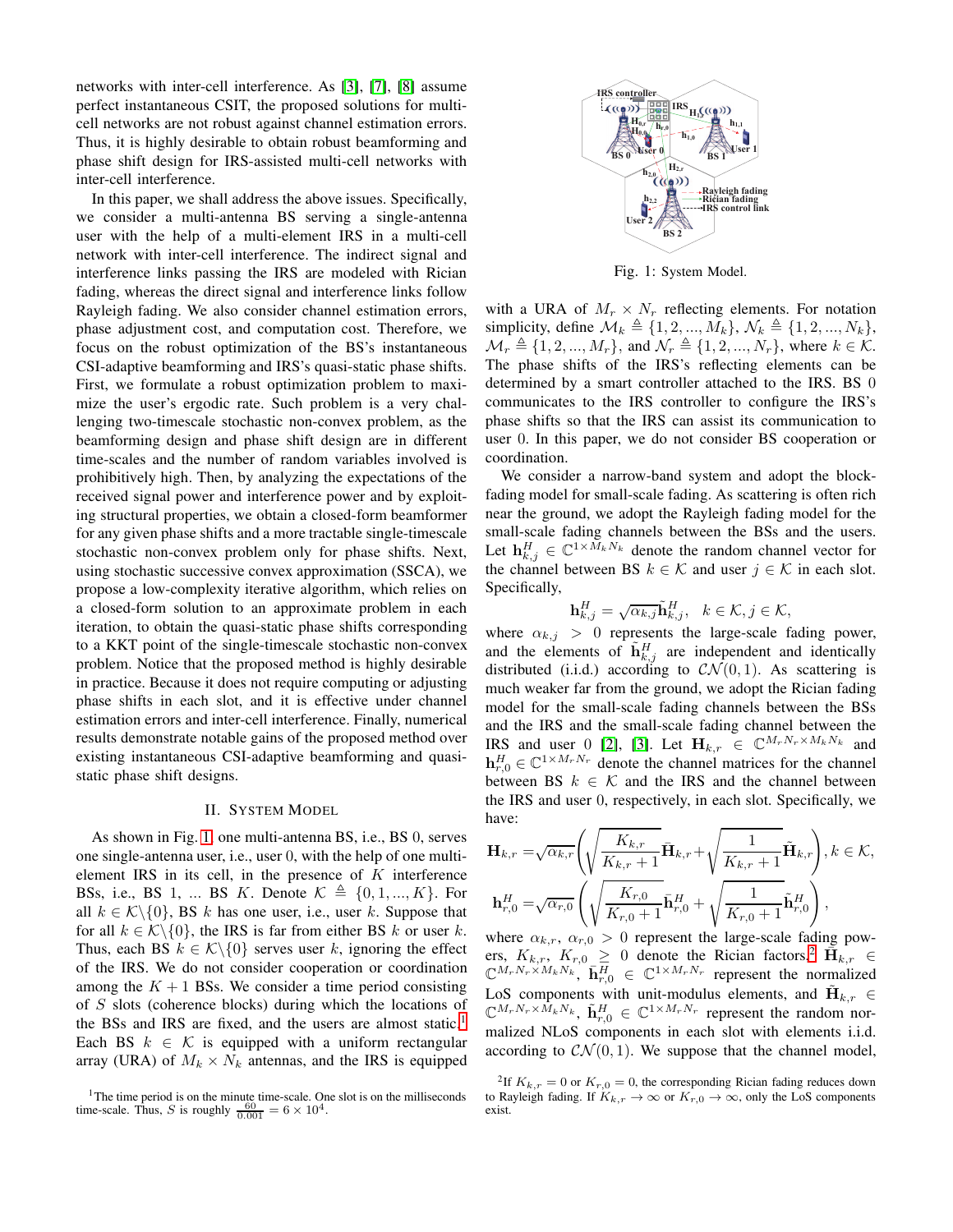networks with inter-cell interference. As [3], [7], [8] assume perfect instantaneous CSIT, the proposed solutions for multi-cell networks are not robust against channel estimation errors. Thus, it is highly desirable to obtain robust beamforming and phase shift design for IRS-assisted multi-cell networks with inter-cell interference.

In this paper, we shall address the above issues. Specifically, we consider a multi-antenna BS serving a single-antenna user with the help of a multi-element IRS in a multi-cell network with inter-cell interference. The indirect signal and interference links passing the IRS are modeled with Rician fading, whereas the direct signal and interference links follow Rayleigh fading. We also consider channel estimation errors, phase adjustment cost, and computation cost. Therefore, we focus on the robust optimization of the BS's instantaneous CSI-adaptive beamforming and IRS's quasi-static phase shifts. First, we formulate a robust optimization problem to maximize the user's ergodic rate. Such problem is a very challenging two-timescale stochastic non-convex problem, as the beamforming design and phase shift design are in different time-scales and the number of random variables involved is prohibitively high. Then, by analyzing the expectations of the received signal power and interference power and by exploiting structural properties, we obtain a closed-form beamformer for any given phase shifts and a more tractable single-timescale stochastic non-convex problem only for phase shifts. Next, using stochastic successive convex approximation (SSCA), we propose a low-complexity iterative algorithm, which relies on a closed-form solution to an approximate problem in each iteration, to obtain the quasi-static phase shifts corresponding to a KKT point of the single-timescale stochastic non-convex problem. Notice that the proposed method is highly desirable in practice. Because it does not require computing or adjusting phase shifts in each slot, and it is effective under channel estimation errors and inter-cell interference. Finally, numerical results demonstrate notable gains of the proposed method over existing instantaneous CSI-adaptive beamforming and quasi-static phase shift designs.

## II. System Model

As shown in Fig. 1, one multi-antenna BS, i.e., BS 0, serves one single-antenna user, i.e., user 0, with the help of one multi-element IRS in its cell, in the presence of $K$ interference BSs, i.e., BS 1, ... BS $K$. Denote $\mathcal{K} \triangleq \{0, 1, ..., K\}$. For all $k \in \mathcal{K}\backslash\{0\}$, BS $k$ has one user, i.e., user $k$. Suppose that for all $k \in \mathcal{K}\backslash\{0\}$, the IRS is far from either BS $k$ or user $k$. Thus, each BS $k \in \mathcal{K}\backslash\{0\}$ serves user $k$, ignoring the effect of the IRS. We do not consider cooperation or coordination among the $K+1$ BSs. We consider a time period consisting of $S$ slots (coherence blocks) during which the locations of the BSs and IRS are fixed, and the users are almost static.[1] Each BS $k \in \mathcal{K}$ is equipped with a uniform rectangular array (URA) of $M_k \times N_k$ antennas, and the IRS is equipped with a URA of $M_r \times N_r$ reflecting elements. For notation simplicity, define $\mathcal{M}_k \triangleq \{1, 2, ..., M_k\}$, $\mathcal{N}_k \triangleq \{1, 2, ..., N_k\}$, $\mathcal{M}_r \triangleq \{1, 2, ..., M_r\}$, and $\mathcal{N}_r \triangleq \{1, 2, ..., N_r\}$, where $k \in \mathcal{K}$. The phase shifts of the IRS's reflecting elements can be determined by a smart controller attached to the IRS. BS 0 communicates to the IRS controller to configure the IRS's phase shifts so that the IRS can assist its communication to user 0. In this paper, we do not consider BS cooperation or coordination.

Fig. 1: System Model.

We consider a narrow-band system and adopt the block-fading model for small-scale fading. As scattering is often rich near the ground, we adopt the Rayleigh fading model for the small-scale fading channels between the BSs and the users. Let $\mathbf{h}_{k,j}^H \in \mathbb{C}^{1\times M_k N_k}$ denote the random channel vector for the channel between BS $k \in \mathcal{K}$ and user $j \in \mathcal{K}$ in each slot. Specifically,

$$\mathbf{h}_{k,j}^H = \sqrt{\alpha_{k,j}}\tilde{\mathbf{h}}_{k,j}^H, \quad k \in \mathcal{K}, j \in \mathcal{K},$$

where $\alpha_{k,j} > 0$ represents the large-scale fading power, and the elements of $\tilde{\mathbf{h}}_{k,j}^H$ are independent and identically distributed (i.i.d.) according to $\mathcal{CN}(0,1)$. As scattering is much weaker far from the ground, we adopt the Rician fading model for the small-scale fading channels between the BSs and the IRS and the small-scale fading channel between the IRS and user 0 [2], [3]. Let $\mathbf{H}_{k,r} \in \mathbb{C}^{M_r N_r \times M_k N_k}$ and $\mathbf{h}_{r,0}^H \in \mathbb{C}^{1\times M_r N_r}$ denote the channel matrices for the channel between BS $k \in \mathcal{K}$ and the IRS and the channel between the IRS and user 0, respectively, in each slot. Specifically, we have:

$$\mathbf{H}_{k,r} = \sqrt{\alpha_{k,r}}\left(\sqrt{\frac{K_{k,r}}{K_{k,r}+1}}\bar{\mathbf{H}}_{k,r} + \sqrt{\frac{1}{K_{k,r}+1}}\tilde{\mathbf{H}}_{k,r}\right), k \in \mathcal{K},$$

$$\mathbf{h}_{r,0}^H = \sqrt{\alpha_{r,0}}\left(\sqrt{\frac{K_{r,0}}{K_{r,0}+1}}\bar{\mathbf{h}}_{r,0}^H + \sqrt{\frac{1}{K_{r,0}+1}}\tilde{\mathbf{h}}_{r,0}^H\right),$$

where $\alpha_{k,r}$, $\alpha_{r,0} > 0$ represent the large-scale fading powers, $K_{k,r}$, $K_{r,0} \geq 0$ denote the Rician factors,[2] $\bar{\mathbf{H}}_{k,r} \in \mathbb{C}^{M_r N_r \times M_k N_k}$, $\bar{\mathbf{h}}_{r,0}^H \in \mathbb{C}^{1\times M_r N_r}$ represent the normalized LoS components with unit-modulus elements, and $\tilde{\mathbf{H}}_{k,r} \in \mathbb{C}^{M_r N_r \times M_k N_k}$, $\tilde{\mathbf{h}}_{r,0}^H \in \mathbb{C}^{1\times M_r N_r}$ represent the random normalized NLoS components in each slot with elements i.i.d. according to $\mathcal{CN}(0,1)$. We suppose that the channel model,

[1] The time period is on the minute time-scale. One slot is on the milliseconds time-scale. Thus, $S$ is roughly $\frac{60}{0.001} = 6 \times 10^4$.

[2] If $K_{k,r} = 0$ or $K_{r,0} = 0$, the corresponding Rician fading reduces down to Rayleigh fading. If $K_{k,r} \to \infty$ or $K_{r,0} \to \infty$, only the LoS components exist.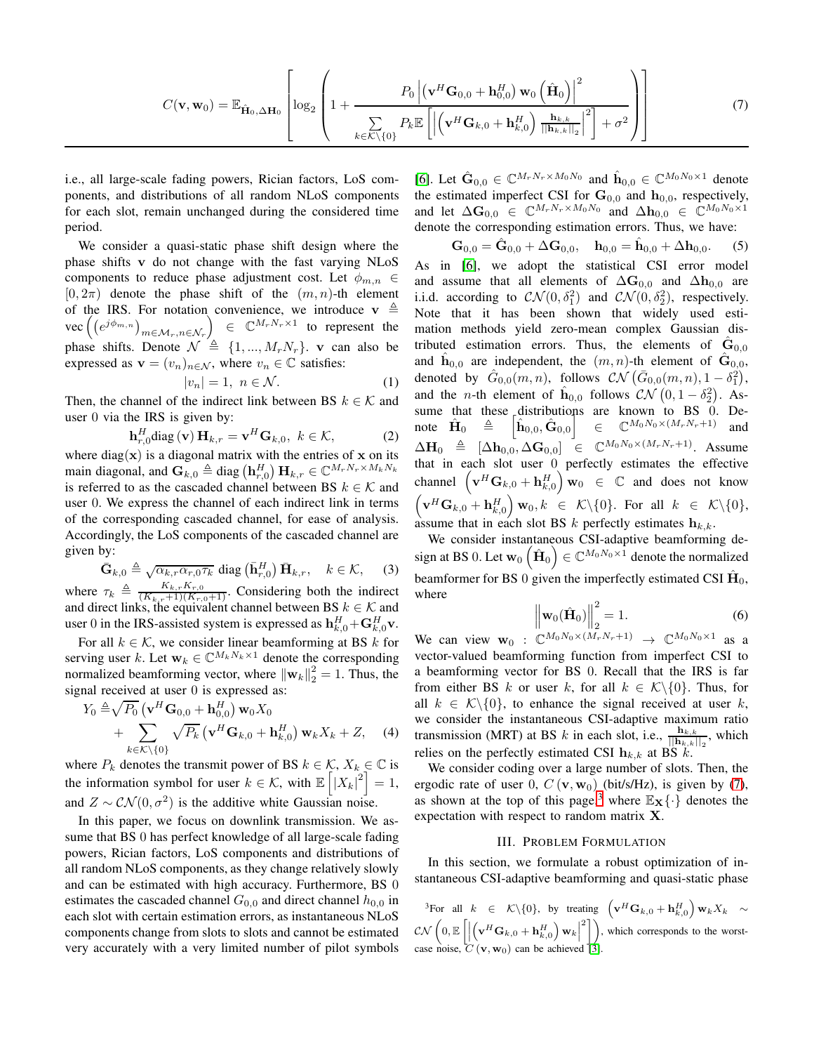$$C(\mathbf{v},\mathbf{w}_0)=\mathbb{E}_{\hat{\mathbf{H}}_0,\Delta\mathbf{H}_0}\left[\log_2\left(1+\frac{P_0\left|\left(\mathbf{v}^H\mathbf{G}_{0,0}+\mathbf{h}_{0,0}^H\right)\mathbf{w}_0\left(\hat{\mathbf{H}}_0\right)\right|^2}{\sum\limits_{k\in\mathcal{K}\backslash\{0\}}P_k\mathbb{E}\left[\left|\left(\mathbf{v}^H\mathbf{G}_{k,0}+\mathbf{h}_{k,0}^H\right)\frac{\mathbf{h}_{k,k}}{||\mathbf{h}_{k,k}||_2}\right|^2\right]+\sigma^2}\right)\right] \tag{7}$$

i.e., all large-scale fading powers, Rician factors, LoS components, and distributions of all random NLoS components for each slot, remain unchanged during the considered time period.

We consider a quasi-static phase shift design where the phase shifts $\mathbf{v}$ do not change with the fast varying NLoS components to reduce phase adjustment cost. Let $\phi_{m,n}\in[0,2\pi)$ denote the phase shift of the $(m,n)$-th element of the IRS. For notation convenience, we introduce $\mathbf{v}\triangleq\text{vec}\left(\left(e^{j\phi_{m,n}}\right)_{m\in\mathcal{M}_r,n\in\mathcal{N}_r}\right)\in\mathbb{C}^{M_rN_r\times 1}$ to represent the phase shifts. Denote $\mathcal{N}\triangleq\{1,...,M_rN_r\}$. $\mathbf{v}$ can also be expressed as $\mathbf{v}=(v_n)_{n\in\mathcal{N}}$, where $v_n\in\mathbb{C}$ satisfies:

$$|v_n|=1,\ n\in\mathcal{N}. \tag{1}$$

Then, the channel of the indirect link between BS $k\in\mathcal{K}$ and user 0 via the IRS is given by:

$$\mathbf{h}_{r,0}^H\text{diag}\left(\mathbf{v}\right)\mathbf{H}_{k,r}=\mathbf{v}^H\mathbf{G}_{k,0},\ k\in\mathcal{K}, \tag{2}$$

where $\text{diag}(\mathbf{x})$ is a diagonal matrix with the entries of $\mathbf{x}$ on its main diagonal, and $\mathbf{G}_{k,0}\triangleq\text{diag}\left(\mathbf{h}_{r,0}^H\right)\mathbf{H}_{k,r}\in\mathbb{C}^{M_rN_r\times M_kN_k}$ is referred to as the cascaded channel between BS $k\in\mathcal{K}$ and user 0. We express the channel of each indirect link in terms of the corresponding cascaded channel, for ease of analysis. Accordingly, the LoS components of the cascaded channel are given by:

$$\bar{\mathbf{G}}_{k,0}\triangleq\sqrt{\alpha_{k,r}\alpha_{r,0}\tau_k}\ \text{diag}\left(\bar{\mathbf{h}}_{r,0}^H\right)\bar{\mathbf{H}}_{k,r},\quad k\in\mathcal{K}, \tag{3}$$

where $\tau_k\triangleq\frac{K_{k,r}K_{r,0}}{(K_{k,r}+1)(K_{r,0}+1)}$. Considering both the indirect and direct links, the equivalent channel between BS $k\in\mathcal{K}$ and user 0 in the IRS-assisted system is expressed as $\mathbf{h}_{k,0}^H+\mathbf{G}_{k,0}^H\mathbf{v}$.

For all $k\in\mathcal{K}$, we consider linear beamforming at BS $k$ for serving user $k$. Let $\mathbf{w}_k\in\mathbb{C}^{M_kN_k\times 1}$ denote the corresponding normalized beamforming vector, where $\|\mathbf{w}_k\|_2^2=1$. Thus, the signal received at user 0 is expressed as:

$$\begin{aligned}Y_0\triangleq&\sqrt{P_0}\left(\mathbf{v}^H\mathbf{G}_{0,0}+\mathbf{h}_{0,0}^H\right)\mathbf{w}_0X_0\\&+\sum_{k\in\mathcal{K}\backslash\{0\}}\sqrt{P_k}\left(\mathbf{v}^H\mathbf{G}_{k,0}+\mathbf{h}_{k,0}^H\right)\mathbf{w}_kX_k+Z,\end{aligned} \tag{4}$$

where $P_k$ denotes the transmit power of BS $k\in\mathcal{K}$, $X_k\in\mathbb{C}$ is the information symbol for user $k\in\mathcal{K}$, with $\mathbb{E}\left[|X_k|^2\right]=1$, and $Z\sim\mathcal{CN}(0,\sigma^2)$ is the additive white Gaussian noise.

In this paper, we focus on downlink transmission. We assume that BS 0 has perfect knowledge of all large-scale fading powers, Rician factors, LoS components and distributions of all random NLoS components, as they change relatively slowly and can be estimated with high accuracy. Furthermore, BS 0 estimates the cascaded channel $G_{0,0}$ and direct channel $h_{0,0}$ in each slot with certain estimation errors, as instantaneous NLoS components change from slots to slots and cannot be estimated very accurately with a very limited number of pilot symbols [6]. Let $\hat{\mathbf{G}}_{0,0}\in\mathbb{C}^{M_rN_r\times M_0N_0}$ and $\hat{\mathbf{h}}_{0,0}\in\mathbb{C}^{M_0N_0\times 1}$ denote the estimated imperfect CSI for $\mathbf{G}_{0,0}$ and $\mathbf{h}_{0,0}$, respectively, and let $\Delta\mathbf{G}_{0,0}\in\mathbb{C}^{M_rN_r\times M_0N_0}$ and $\Delta\mathbf{h}_{0,0}\in\mathbb{C}^{M_0N_0\times 1}$ denote the corresponding estimation errors. Thus, we have:

$$\mathbf{G}_{0,0}=\hat{\mathbf{G}}_{0,0}+\Delta\mathbf{G}_{0,0},\quad\mathbf{h}_{0,0}=\hat{\mathbf{h}}_{0,0}+\Delta\mathbf{h}_{0,0}. \tag{5}$$

As in [6], we adopt the statistical CSI error model and assume that all elements of $\Delta\mathbf{G}_{0,0}$ and $\Delta\mathbf{h}_{0,0}$ are i.i.d. according to $\mathcal{CN}(0,\delta_1^2)$ and $\mathcal{CN}(0,\delta_2^2)$, respectively. Note that it has been shown that widely used estimation methods yield zero-mean complex Gaussian distributed estimation errors. Thus, the elements of $\hat{\mathbf{G}}_{0,0}$ and $\hat{\mathbf{h}}_{0,0}$ are independent, the $(m,n)$-th element of $\hat{\mathbf{G}}_{0,0}$, denoted by $\hat{G}_{0,0}(m,n)$, follows $\mathcal{CN}\left(\bar{G}_{0,0}(m,n),1-\delta_1^2\right)$, and the $n$-th element of $\hat{\mathbf{h}}_{0,0}$ follows $\mathcal{CN}\left(0,1-\delta_2^2\right)$. Assume that these distributions are known to BS 0. Denote $\hat{\mathbf{H}}_0\triangleq\left[\hat{\mathbf{h}}_{0,0},\hat{\mathbf{G}}_{0,0}\right]\in\mathbb{C}^{M_0N_0\times(M_rN_r+1)}$ and $\Delta\mathbf{H}_0\triangleq\left[\Delta\mathbf{h}_{0,0},\Delta\mathbf{G}_{0,0}\right]\in\mathbb{C}^{M_0N_0\times(M_rN_r+1)}$. Assume that in each slot user 0 perfectly estimates the effective channel $\left(\mathbf{v}^H\mathbf{G}_{k,0}+\mathbf{h}_{k,0}^H\right)\mathbf{w}_0\in\mathbb{C}$ and does not know $\left(\mathbf{v}^H\mathbf{G}_{k,0}+\mathbf{h}_{k,0}^H\right)\mathbf{w}_0,k\in\mathcal{K}\backslash\{0\}$. For all $k\in\mathcal{K}\backslash\{0\}$, assume that in each slot BS $k$ perfectly estimates $\mathbf{h}_{k,k}$.

We consider instantaneous CSI-adaptive beamforming design at BS 0. Let $\mathbf{w}_0\left(\hat{\mathbf{H}}_0\right)\in\mathbb{C}^{M_0N_0\times 1}$ denote the normalized beamformer for BS 0 given the imperfectly estimated CSI $\hat{\mathbf{H}}_0$, where

$$\left\|\mathbf{w}_0(\hat{\mathbf{H}}_0)\right\|_2^2=1. \tag{6}$$

We can view $\mathbf{w}_0:\mathbb{C}^{M_0N_0\times(M_rN_r+1)}\rightarrow\mathbb{C}^{M_0N_0\times 1}$ as a vector-valued beamforming function from imperfect CSI to a beamforming vector for BS 0. Recall that the IRS is far from either BS $k$ or user $k$, for all $k\in\mathcal{K}\backslash\{0\}$. Thus, for all $k\in\mathcal{K}\backslash\{0\}$, to enhance the signal received at user $k$, we consider the instantaneous CSI-adaptive maximum ratio transmission (MRT) at BS $k$ in each slot, i.e., $\frac{\mathbf{h}_{k,k}}{||\mathbf{h}_{k,k}||_2}$, which relies on the perfectly estimated CSI $\mathbf{h}_{k,k}$ at BS $k$.

We consider coding over a large number of slots. Then, the ergodic rate of user 0, $C\left(\mathbf{v},\mathbf{w}_0\right)$ (bit/s/Hz), is given by (7), as shown at the top of this page,[3] where $\mathbb{E}_{\mathbf{X}}\{\cdot\}$ denotes the expectation with respect to random matrix $\mathbf{X}$.

## III. Problem Formulation

In this section, we formulate a robust optimization of instantaneous CSI-adaptive beamforming and quasi-static phase

[3] For all $k\in\mathcal{K}\backslash\{0\}$, by treating $\left(\mathbf{v}^H\mathbf{G}_{k,0}+\mathbf{h}_{k,0}^H\right)\mathbf{w}_kX_k\sim\mathcal{CN}\left(0,\mathbb{E}\left[\left|\left(\mathbf{v}^H\mathbf{G}_{k,0}+\mathbf{h}_{k,0}^H\right)\mathbf{w}_k\right|^2\right]\right)$, which corresponds to the worst-case noise, $C\left(\mathbf{v},\mathbf{w}_0\right)$ can be achieved [3].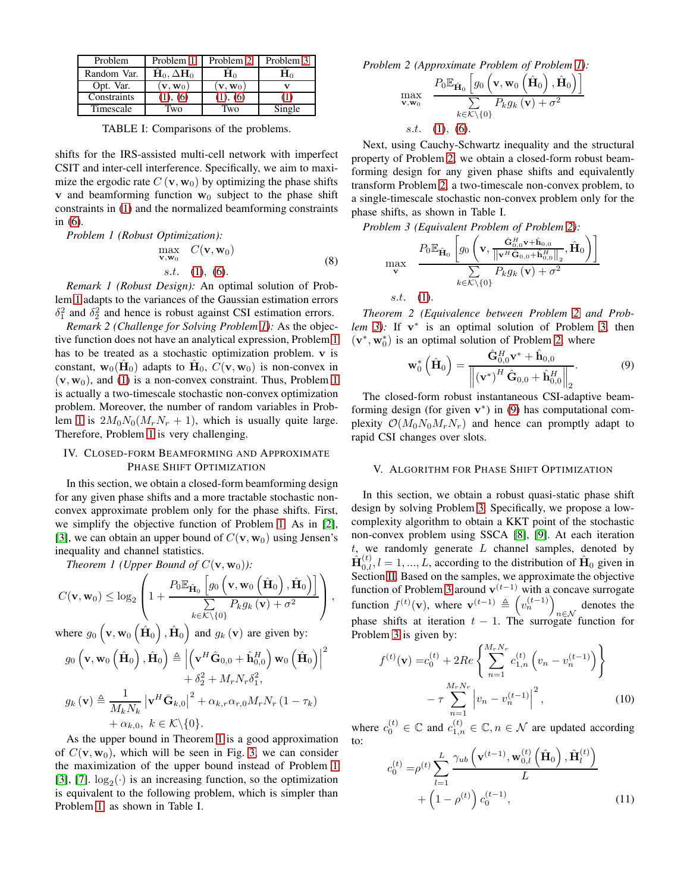| Problem | Problem 1 | Problem 2 | Problem 3 |
|---|---|---|---|
| Random Var. | $\hat{\mathbf{H}}_0, \Delta\mathbf{H}_0$ | $\hat{\mathbf{H}}_0$ | $\hat{\mathbf{H}}_0$ |
| Opt. Var. | $(\mathbf{v}, \mathbf{w}_0)$ | $(\mathbf{v}, \mathbf{w}_0)$ | $\mathbf{v}$ |
| Constraints | (1), (6) | (1), (6) | (1) |
| Timescale | Two | Two | Single |

TABLE I: Comparisons of the problems.

shifts for the IRS-assisted multi-cell network with imperfect CSIT and inter-cell interference. Specifically, we aim to maximize the ergodic rate $C(\mathbf{v}, \mathbf{w}_0)$ by optimizing the phase shifts $\mathbf{v}$ and beamforming function $\mathbf{w}_0$ subject to the phase shift constraints in (1) and the normalized beamforming constraints in (6).

*Problem 1 (Robust Optimization):*

$$\begin{aligned} \max_{\mathbf{v}, \mathbf{w}_0} \quad & C(\mathbf{v}, \mathbf{w}_0) \\ s.t. \quad & (1),\ (6). \end{aligned} \tag{8}$$

*Remark 1 (Robust Design):* An optimal solution of Problem 1 adapts to the variances of the Gaussian estimation errors $\delta_1^2$ and $\delta_2^2$ and hence is robust against CSI estimation errors.

*Remark 2 (Challenge for Solving Problem 1):* As the objective function does not have an analytical expression, Problem 1 has to be treated as a stochastic optimization problem. $\mathbf{v}$ is constant, $\mathbf{w}_0(\hat{\mathbf{H}}_0)$ adapts to $\hat{\mathbf{H}}_0$, $C(\mathbf{v}, \mathbf{w}_0)$ is non-convex in $(\mathbf{v}, \mathbf{w}_0)$, and (1) is a non-convex constraint. Thus, Problem 1 is actually a two-timescale stochastic non-convex optimization problem. Moreover, the number of random variables in Problem 1 is $2M_0N_0(M_rN_r+1)$, which is usually quite large. Therefore, Problem 1 is very challenging.

## IV. Closed-form Beamforming and Approximate Phase Shift Optimization

In this section, we obtain a closed-form beamforming design for any given phase shifts and a more tractable stochastic non-convex approximate problem only for the phase shifts. First, we simplify the objective function of Problem 1. As in [2], [3], we can obtain an upper bound of $C(\mathbf{v}, \mathbf{w}_0)$ using Jensen's inequality and channel statistics.

*Theorem 1 (Upper Bound of $C(\mathbf{v}, \mathbf{w}_0)$):*

$$C(\mathbf{v}, \mathbf{w}_0) \leq \log_2\left(1 + \frac{P_0 \mathbb{E}_{\hat{\mathbf{H}}_0}\left[g_0\left(\mathbf{v}, \mathbf{w}_0\left(\hat{\mathbf{H}}_0\right), \hat{\mathbf{H}}_0\right)\right]}{\sum\limits_{k\in\mathcal{K}\backslash\{0\}} P_k g_k(\mathbf{v}) + \sigma^2}\right),$$

where $g_0\left(\mathbf{v}, \mathbf{w}_0\left(\hat{\mathbf{H}}_0\right), \hat{\mathbf{H}}_0\right)$ and $g_k(\mathbf{v})$ are given by:

$$\begin{aligned} g_0\left(\mathbf{v}, \mathbf{w}_0\left(\hat{\mathbf{H}}_0\right), \hat{\mathbf{H}}_0\right) &\triangleq \left|\left(\mathbf{v}^H\hat{\mathbf{G}}_{0,0} + \hat{\mathbf{h}}_{0,0}^H\right)\mathbf{w}_0\left(\hat{\mathbf{H}}_0\right)\right|^2 \\ &\quad + \delta_2^2 + M_rN_r\delta_1^2, \\ g_k(\mathbf{v}) &\triangleq \frac{1}{M_kN_k}\left|\mathbf{v}^H\bar{\mathbf{G}}_{k,0}\right|^2 + \alpha_{k,r}\alpha_{r,0}M_rN_r(1-\tau_k) \\ &\quad + \alpha_{k,0},\ k\in\mathcal{K}\backslash\{0\}. \end{aligned}$$

As the upper bound in Theorem 1 is a good approximation of $C(\mathbf{v}, \mathbf{w}_0)$, which will be seen in Fig. 3, we can consider the maximization of the upper bound instead of Problem 1 [3], [7]. $\log_2(\cdot)$ is an increasing function, so the optimization is equivalent to the following problem, which is simpler than Problem 1, as shown in Table I.

*Problem 2 (Approximate Problem of Problem 1):*

$$\begin{aligned} \max_{\mathbf{v}, \mathbf{w}_0} \quad & \frac{P_0 \mathbb{E}_{\hat{\mathbf{H}}_0}\left[g_0\left(\mathbf{v}, \mathbf{w}_0\left(\hat{\mathbf{H}}_0\right), \hat{\mathbf{H}}_0\right)\right]}{\sum\limits_{k\in\mathcal{K}\backslash\{0\}} P_k g_k(\mathbf{v}) + \sigma^2} \\ s.t. \quad & (1),\ (6). \end{aligned}$$

Next, using Cauchy-Schwartz inequality and the structural property of Problem 2, we obtain a closed-form robust beamforming design for any given phase shifts and equivalently transform Problem 2, a two-timescale non-convex problem, to a single-timescale stochastic non-convex problem only for the phase shifts, as shown in Table I.

*Problem 3 (Equivalent Problem of Problem 2):*

$$\begin{aligned} \max_{\mathbf{v}} \quad & \frac{P_0 \mathbb{E}_{\hat{\mathbf{H}}_0}\left[g_0\left(\mathbf{v}, \frac{\hat{\mathbf{G}}_{0,0}^H\mathbf{v} + \hat{\mathbf{h}}_{0,0}}{\left\|\mathbf{v}^H\hat{\mathbf{G}}_{0,0} + \hat{\mathbf{h}}_{0,0}^H\right\|_2}, \hat{\mathbf{H}}_0\right)\right]}{\sum\limits_{k\in\mathcal{K}\backslash\{0\}} P_k g_k(\mathbf{v}) + \sigma^2} \\ s.t. \quad & (1). \end{aligned}$$

*Theorem 2 (Equivalence between Problem 2 and Problem 3):* If $\mathbf{v}^*$ is an optimal solution of Problem 3, then $(\mathbf{v}^*, \mathbf{w}_0^*)$ is an optimal solution of Problem 2, where

$$\mathbf{w}_0^*\left(\hat{\mathbf{H}}_0\right) = \frac{\hat{\mathbf{G}}_{0,0}^H\mathbf{v}^* + \hat{\mathbf{h}}_{0,0}}{\left\|\left(\mathbf{v}^*\right)^H\hat{\mathbf{G}}_{0,0} + \hat{\mathbf{h}}_{0,0}^H\right\|_2}. \tag{9}$$

The closed-form robust instantaneous CSI-adaptive beamforming design (for given $\mathbf{v}^*$) in (9) has computational complexity $\mathcal{O}(M_0N_0M_rN_r)$ and hence can promptly adapt to rapid CSI changes over slots.

## V. Algorithm for Phase Shift Optimization

In this section, we obtain a robust quasi-static phase shift design by solving Problem 3. Specifically, we propose a low-complexity algorithm to obtain a KKT point of the stochastic non-convex problem using SSCA [8], [9]. At each iteration $t$, we randomly generate $L$ channel samples, denoted by $\hat{\mathbf{H}}_{0,l}^{(t)}, l=1,...,L$, according to the distribution of $\hat{\mathbf{H}}_0$ given in Section II. Based on the samples, we approximate the objective function of Problem 3 around $\mathbf{v}^{(t-1)}$ with a concave surrogate function $f^{(t)}(\mathbf{v})$, where $\mathbf{v}^{(t-1)} \triangleq \left(v_n^{(t-1)}\right)_{n\in\mathcal{N}}$ denotes the phase shifts at iteration $t-1$. The surrogate function for Problem 3 is given by:

$$\begin{aligned} f^{(t)}(\mathbf{v}) =& c_0^{(t)} + 2Re\left\{\sum_{n=1}^{M_rN_r} c_{1,n}^{(t)}\left(v_n - v_n^{(t-1)}\right)\right\} \\ &- \tau\sum_{n=1}^{M_rN_r}\left|v_n - v_n^{(t-1)}\right|^2, \end{aligned} \tag{10}$$

where $c_0^{(t)} \in \mathbb{C}$ and $c_{1,n}^{(t)} \in \mathbb{C}, n\in\mathcal{N}$ are updated according to:

$$\begin{aligned} c_0^{(t)} =& \rho^{(t)}\sum_{l=1}^{L}\frac{\gamma_{ub}\left(\mathbf{v}^{(t-1)}, \mathbf{w}_{0,l}^{(t)}\left(\hat{\mathbf{H}}_0\right), \hat{\mathbf{H}}_l^{(t)}\right)}{L} \\ &+ \left(1-\rho^{(t)}\right)c_0^{(t-1)}, \end{aligned} \tag{11}$$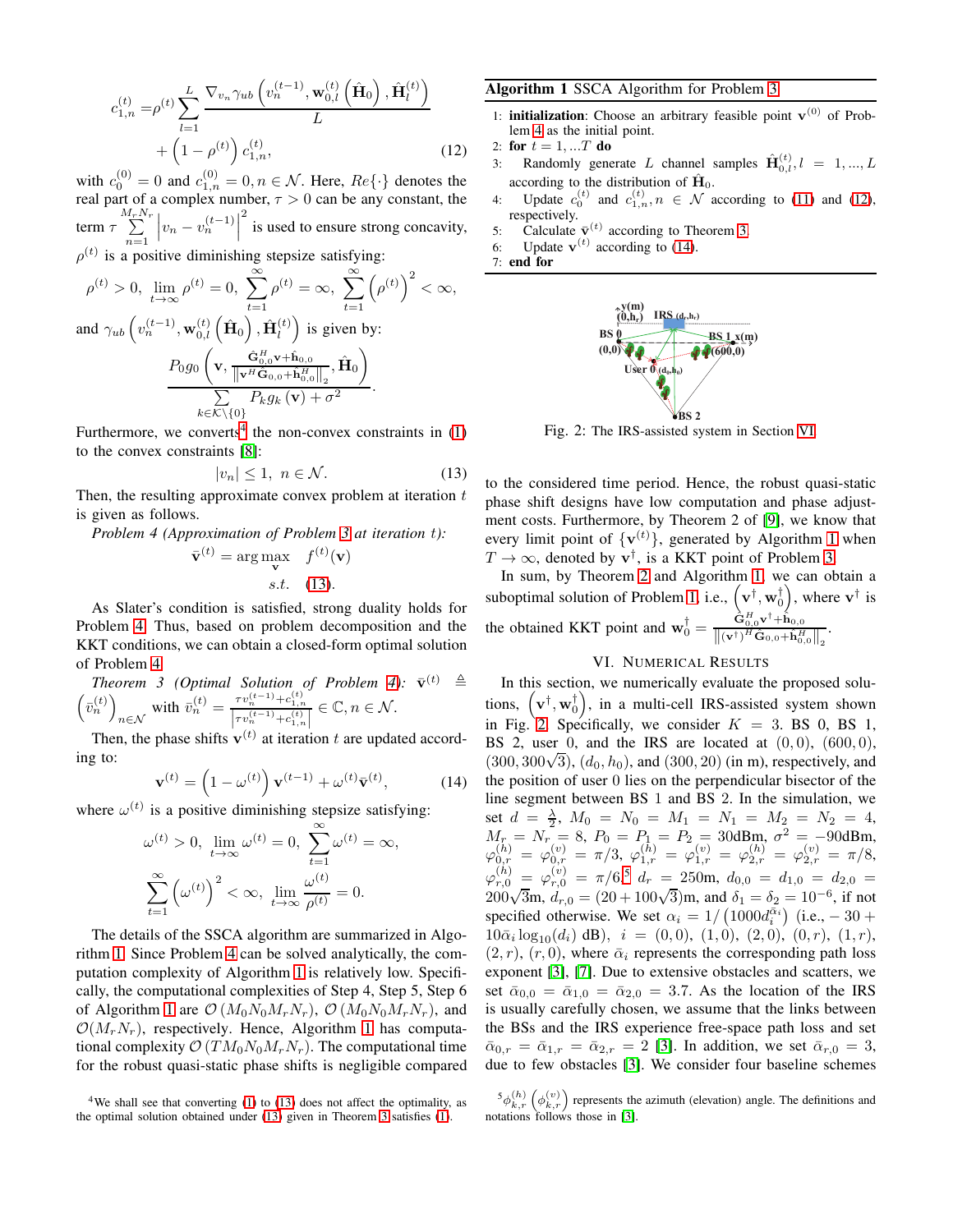$$c_{1,n}^{(t)} = \rho^{(t)} \sum_{l=1}^{L} \frac{\nabla_{v_n} \gamma_{ub}\left(v_n^{(t-1)}, \mathbf{w}_{0,l}^{(t)}\left(\hat{\mathbf{H}}_0\right), \hat{\mathbf{H}}_l^{(t)}\right)}{L} + \left(1-\rho^{(t)}\right) c_{1,n}^{(t)}, \tag{12}$$

with $c_0^{(0)} = 0$ and $c_{1,n}^{(0)} = 0, n \in \mathcal{N}$. Here, $Re\{\cdot\}$ denotes the real part of a complex number, $\tau > 0$ can be any constant, the term $\tau \sum_{n=1}^{M_r N_r} \left|v_n - v_n^{(t-1)}\right|^2$ is used to ensure strong concavity, $\rho^{(t)}$ is a positive diminishing stepsize satisfying:

$$\rho^{(t)} > 0, \ \lim_{t\to\infty} \rho^{(t)} = 0, \ \sum_{t=1}^{\infty} \rho^{(t)} = \infty, \ \sum_{t=1}^{\infty} \left(\rho^{(t)}\right)^2 < \infty,$$

and $\gamma_{ub}\left(v_n^{(t-1)}, \mathbf{w}_{0,l}^{(t)}\left(\hat{\mathbf{H}}_0\right), \hat{\mathbf{H}}_l^{(t)}\right)$ is given by:

$$\frac{P_0 g_0\left(\mathbf{v}, \frac{\hat{\mathbf{G}}_{0,0}^H \mathbf{v} + \hat{\mathbf{h}}_{0,0}}{\left\|\mathbf{v}^H \hat{\mathbf{G}}_{0,0} + \hat{\mathbf{h}}_{0,0}^H\right\|_2}, \hat{\mathbf{H}}_0\right)}{\sum_{k \in \mathcal{K}\setminus\{0\}} P_k g_k(\mathbf{v}) + \sigma^2}.$$

Furthermore, we convert[4] the non-convex constraints in (1) to the convex constraints [8]:

$$|v_n| \leq 1, \ n \in \mathcal{N}. \tag{13}$$

Then, the resulting approximate convex problem at iteration $t$ is given as follows.

*Problem 4 (Approximation of Problem 3 at iteration $t$):*

$$\bar{\mathbf{v}}^{(t)} = \arg\max_{\mathbf{v}} \quad f^{(t)}(\mathbf{v})$$
$$s.t. \quad (13).$$

As Slater's condition is satisfied, strong duality holds for Problem 4. Thus, based on problem decomposition and the KKT conditions, we can obtain a closed-form optimal solution of Problem 4.

*Theorem 3 (Optimal Solution of Problem 4):* $\bar{\mathbf{v}}^{(t)} \triangleq \left(\bar{v}_n^{(t)}\right)_{n\in\mathcal{N}}$ with $\bar{v}_n^{(t)} = \frac{\tau v_n^{(t-1)} + c_{1,n}^{(t)}}{\left|\tau v_n^{(t-1)} + c_{1,n}^{(t)}\right|} \in \mathbb{C}, n \in \mathcal{N}$.

Then, the phase shifts $\mathbf{v}^{(t)}$ at iteration $t$ are updated according to:

$$\mathbf{v}^{(t)} = \left(1 - \omega^{(t)}\right) \mathbf{v}^{(t-1)} + \omega^{(t)} \bar{\mathbf{v}}^{(t)}, \tag{14}$$

where $\omega^{(t)}$ is a positive diminishing stepsize satisfying:

$$\omega^{(t)} > 0, \ \lim_{t\to\infty} \omega^{(t)} = 0, \ \sum_{t=1}^{\infty} \omega^{(t)} = \infty,$$
$$\sum_{t=1}^{\infty} \left(\omega^{(t)}\right)^2 < \infty, \ \lim_{t\to\infty} \frac{\omega^{(t)}}{\rho^{(t)}} = 0.$$

The details of the SSCA algorithm are summarized in Algorithm 1. Since Problem 4 can be solved analytically, the computation complexity of Algorithm 1 is relatively low. Specifically, the computational complexities of Step 4, Step 5, Step 6 of Algorithm 1 are $\mathcal{O}(M_0 N_0 M_r N_r)$, $\mathcal{O}(M_0 N_0 M_r N_r)$, and $\mathcal{O}(M_r N_r)$, respectively. Hence, Algorithm 1 has computational complexity $\mathcal{O}(T M_0 N_0 M_r N_r)$. The computational time for the robust quasi-static phase shifts is negligible compared to the considered time period. Hence, the robust quasi-static phase shift designs have low computation and phase adjustment costs. Furthermore, by Theorem 2 of [9], we know that every limit point of $\{\mathbf{v}^{(t)}\}$, generated by Algorithm 1 when $T \to \infty$, denoted by $\mathbf{v}^\dagger$, is a KKT point of Problem 3.

[4] We shall see that converting (1) to (13) does not affect the optimality, as the optimal solution obtained under (13) given in Theorem 3 satisfies (1).

**Algorithm 1** SSCA Algorithm for Problem 3

1: **initialization**: Choose an arbitrary feasible point $\mathbf{v}^{(0)}$ of Problem 4 as the initial point.
2: **for** $t = 1, ...T$ **do**
3: Randomly generate $L$ channel samples $\hat{\mathbf{H}}_{0,l}^{(t)}, l = 1, ..., L$ according to the distribution of $\hat{\mathbf{H}}_0$.
4: Update $c_0^{(t)}$ and $c_{1,n}^{(t)}, n \in \mathcal{N}$ according to (11) and (12), respectively.
5: Calculate $\bar{\mathbf{v}}^{(t)}$ according to Theorem 3.
6: Update $\mathbf{v}^{(t)}$ according to (14).
7: **end for**

Fig. 2: The IRS-assisted system in Section VI.

In sum, by Theorem 2 and Algorithm 1, we can obtain a suboptimal solution of Problem 1, i.e., $\left(\mathbf{v}^\dagger, \mathbf{w}_0^\dagger\right)$, where $\mathbf{v}^\dagger$ is the obtained KKT point and $\mathbf{w}_0^\dagger = \frac{\hat{\mathbf{G}}_{0,0}^H \mathbf{v}^\dagger + \hat{\mathbf{h}}_{0,0}}{\left\|(\mathbf{v}^\dagger)^H \hat{\mathbf{G}}_{0,0} + \hat{\mathbf{h}}_{0,0}^H\right\|_2}$.

## VI. Numerical Results

In this section, we numerically evaluate the proposed solutions, $\left(\mathbf{v}^\dagger, \mathbf{w}_0^\dagger\right)$, in a multi-cell IRS-assisted system shown in Fig. 2. Specifically, we consider $K = 3$. BS 0, BS 1, BS 2, user 0, and the IRS are located at $(0, 0)$, $(600, 0)$, $(300, 300\sqrt{3})$, $(d_0, h_0)$, and $(300, 20)$ (in m), respectively, and the position of user 0 lies on the perpendicular bisector of the line segment between BS 1 and BS 2. In the simulation, we set $d = \frac{\lambda}{2}$, $M_0 = N_0 = M_1 = N_1 = M_2 = N_2 = 4$, $M_r = N_r = 8$, $P_0 = P_1 = P_2 = 30$dBm, $\sigma^2 = -90$dBm, $\varphi_{0,r}^{(h)} = \varphi_{0,r}^{(v)} = \pi/3$, $\varphi_{1,r}^{(h)} = \varphi_{1,r}^{(v)} = \varphi_{2,r}^{(h)} = \varphi_{2,r}^{(v)} = \pi/8$, $\varphi_{r,0}^{(h)} = \varphi_{r,0}^{(v)} = \pi/6$,[5] $d_r = 250$m, $d_{0,0} = d_{1,0} = d_{2,0} = 200\sqrt{3}$m, $d_{r,0} = (20 + 100\sqrt{3})$m, and $\delta_1 = \delta_2 = 10^{-6}$, if not specified otherwise. We set $\alpha_i = 1/\left(1000 d_i^{\bar{\alpha}_i}\right)$ (i.e., $-30 + 10\bar{\alpha}_i \log_{10}(d_i)$ dB), $i = (0, 0)$, $(1, 0)$, $(2, 0)$, $(0, r)$, $(1, r)$, $(2, r)$, $(r, 0)$, where $\bar{\alpha}_i$ represents the corresponding path loss exponent [3], [7]. Due to extensive obstacles and scatters, we set $\bar{\alpha}_{0,0} = \bar{\alpha}_{1,0} = \bar{\alpha}_{2,0} = 3.7$. As the location of the IRS is usually carefully chosen, we assume that the links between the BSs and the IRS experience free-space path loss and set $\bar{\alpha}_{0,r} = \bar{\alpha}_{1,r} = \bar{\alpha}_{2,r} = 2$ [3]. In addition, we set $\bar{\alpha}_{r,0} = 3$, due to few obstacles [3]. We consider four baseline schemes

[5] $\phi_{k,r}^{(h)}$ $\left(\phi_{k,r}^{(v)}\right)$ represents the azimuth (elevation) angle. The definitions and notations follows those in [3].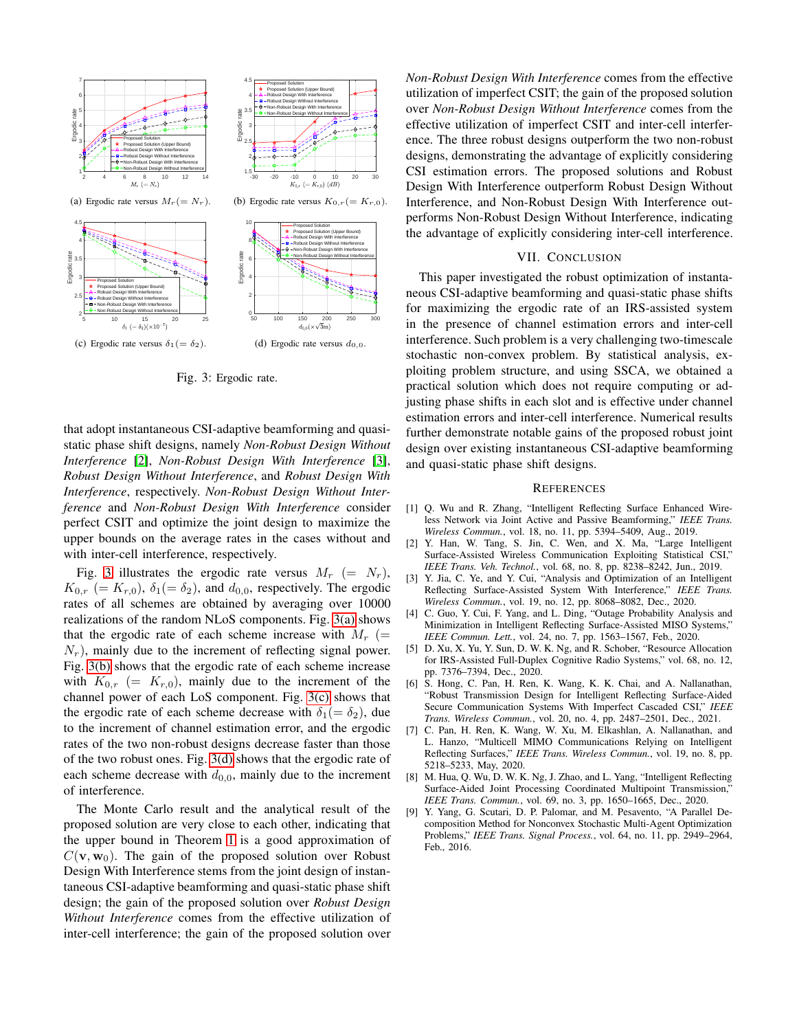Ergodic rate

7
6
5
4
3
2
1

2 4 6 8 10 12 14

$M_r$ $(= N_r)$

Proposed Solution
Proposed Solution (Upper Bound)
Robust Design With Interference
Robust Design Without Interference
Non-Robust Design With Interference
Non-Robust Design Without Interference

(a) Ergodic rate versus $M_r (= N_r)$.

Ergodic rate

4.5
4
3.5
3
2.5
2
1.5

-30 -20 -10 0 10 20 30

$K_{0,r}$ $(= K_{r,0})$ (dB)

Proposed Solution
Proposed Solution (Upper Bound)
Robust Design With Interference
Robust Design Without Interference
Non-Robust Design With Interference
Non-Robust Design Without Interference

(b) Ergodic rate versus $K_{0,r} (= K_{r,0})$.

Ergodic rate

4.5
4
3.5
3
2.5
2

5 10 15 20 25

$\delta_1$ $(= \delta_2)(\times 10^{-7})$

Proposed Solution
Proposed Solution (Upper Bound)
Robust Design With Interference
Robust Design Without Interference
Non-Robust Design With Interference
Non-Robust Design Without Interference

(c) Ergodic rate versus $\delta_1 (= \delta_2)$.

Ergodic rate

10
8
6
4
2
0

50 100 150 200 250 300

$d_{0,0}$ $(\times \sqrt{3}\text{m})$

Proposed Solution
Proposed Solution (Upper Bound)
Robust Design With Interference
Robust Design Without Interference
Non-Robust Design With Interference
Non-Robust Design Without Interference

(d) Ergodic rate versus $d_{0,0}$.

Fig. 3: Ergodic rate.

that adopt instantaneous CSI-adaptive beamforming and quasi-static phase shift designs, namely *Non-Robust Design Without Interference* [2], *Non-Robust Design With Interference* [3], *Robust Design Without Interference*, and *Robust Design With Interference*, respectively. *Non-Robust Design Without Interference* and *Non-Robust Design With Interference* consider perfect CSIT and optimize the joint design to maximize the upper bounds on the average rates in the cases without and with inter-cell interference, respectively.

Fig. 3 illustrates the ergodic rate versus $M_r$ $(= N_r)$, $K_{0,r}$ $(= K_{r,0})$, $\delta_1 (= \delta_2)$, and $d_{0,0}$, respectively. The ergodic rates of all schemes are obtained by averaging over 10000 realizations of the random NLoS components. Fig. 3(a) shows that the ergodic rate of each scheme increase with $M_r$ $(= N_r)$, mainly due to the increment of reflecting signal power. Fig. 3(b) shows that the ergodic rate of each scheme increase with $K_{0,r}$ $(= K_{r,0})$, mainly due to the increment of the channel power of each LoS component. Fig. 3(c) shows that the ergodic rate of each scheme decrease with $\delta_1 (= \delta_2)$, due to the increment of channel estimation error, and the ergodic rates of the two non-robust designs decrease faster than those of the two robust ones. Fig. 3(d) shows that the ergodic rate of each scheme decrease with $d_{0,0}$, mainly due to the increment of interference.

The Monte Carlo result and the analytical result of the proposed solution are very close to each other, indicating that the upper bound in Theorem 1 is a good approximation of $C(\mathbf{v}, \mathbf{w}_0)$. The gain of the proposed solution over Robust Design With Interference stems from the joint design of instantaneous CSI-adaptive beamforming and quasi-static phase shift design; the gain of the proposed solution over *Robust Design Without Interference* comes from the effective utilization of inter-cell interference; the gain of the proposed solution over *Non-Robust Design With Interference* comes from the effective utilization of imperfect CSIT; the gain of the proposed solution over *Non-Robust Design Without Interference* comes from the effective utilization of imperfect CSIT and inter-cell interference. The three robust designs outperform the two non-robust designs, demonstrating the advantage of explicitly considering CSI estimation errors. The proposed solutions and Robust Design With Interference outperform Robust Design Without Interference, and Non-Robust Design With Interference outperforms Non-Robust Design Without Interference, indicating the advantage of explicitly considering inter-cell interference.

## VII. Conclusion

This paper investigated the robust optimization of instantaneous CSI-adaptive beamforming and quasi-static phase shifts for maximizing the ergodic rate of an IRS-assisted system in the presence of channel estimation errors and inter-cell interference. Such problem is a very challenging two-timescale stochastic non-convex problem. By statistical analysis, exploiting problem structure, and using SSCA, we obtained a practical solution which does not require computing or adjusting phase shifts in each slot and is effective under channel estimation errors and inter-cell interference. Numerical results further demonstrate notable gains of the proposed robust joint design over existing instantaneous CSI-adaptive beamforming and quasi-static phase shift designs.

## References

[1] Q. Wu and R. Zhang, "Intelligent Reflecting Surface Enhanced Wireless Network via Joint Active and Passive Beamforming," *IEEE Trans. Wireless Commun.*, vol. 18, no. 11, pp. 5394–5409, Aug., 2019.

[2] Y. Han, W. Tang, S. Jin, C. Wen, and X. Ma, "Large Intelligent Surface-Assisted Wireless Communication Exploiting Statistical CSI," *IEEE Trans. Veh. Technol.*, vol. 68, no. 8, pp. 8238–8242, Jun., 2019.

[3] Y. Jia, C. Ye, and Y. Cui, "Analysis and Optimization of an Intelligent Reflecting Surface-Assisted System With Interference," *IEEE Trans. Wireless Commun.*, vol. 19, no. 12, pp. 8068–8082, Dec., 2020.

[4] C. Guo, Y. Cui, F. Yang, and L. Ding, "Outage Probability Analysis and Minimization in Intelligent Reflecting Surface-Assisted MISO Systems," *IEEE Commun. Lett.*, vol. 24, no. 7, pp. 1563–1567, Feb., 2020.

[5] D. Xu, X. Yu, Y. Sun, D. W. K. Ng, and R. Schober, "Resource Allocation for IRS-Assisted Full-Duplex Cognitive Radio Systems," vol. 68, no. 12, pp. 7376–7394, Dec., 2020.

[6] S. Hong, C. Pan, H. Ren, K. Wang, K. K. Chai, and A. Nallanathan, "Robust Transmission Design for Intelligent Reflecting Surface-Aided Secure Communication Systems With Imperfect Cascaded CSI," *IEEE Trans. Wireless Commun.*, vol. 20, no. 4, pp. 2487–2501, Dec., 2021.

[7] C. Pan, H. Ren, K. Wang, W. Xu, M. Elkashlan, A. Nallanathan, and L. Hanzo, "Multicell MIMO Communications Relying on Intelligent Reflecting Surfaces," *IEEE Trans. Wireless Commun.*, vol. 19, no. 8, pp. 5218–5233, May, 2020.

[8] M. Hua, Q. Wu, D. W. K. Ng, J. Zhao, and L. Yang, "Intelligent Reflecting Surface-Aided Joint Processing Coordinated Multipoint Transmission," *IEEE Trans. Commun.*, vol. 69, no. 3, pp. 1650–1665, Dec., 2020.

[9] Y. Yang, G. Scutari, D. P. Palomar, and M. Pesavento, "A Parallel Decomposition Method for Nonconvex Stochastic Multi-Agent Optimization Problems," *IEEE Trans. Signal Process.*, vol. 64, no. 11, pp. 2949–2964, Feb., 2016.